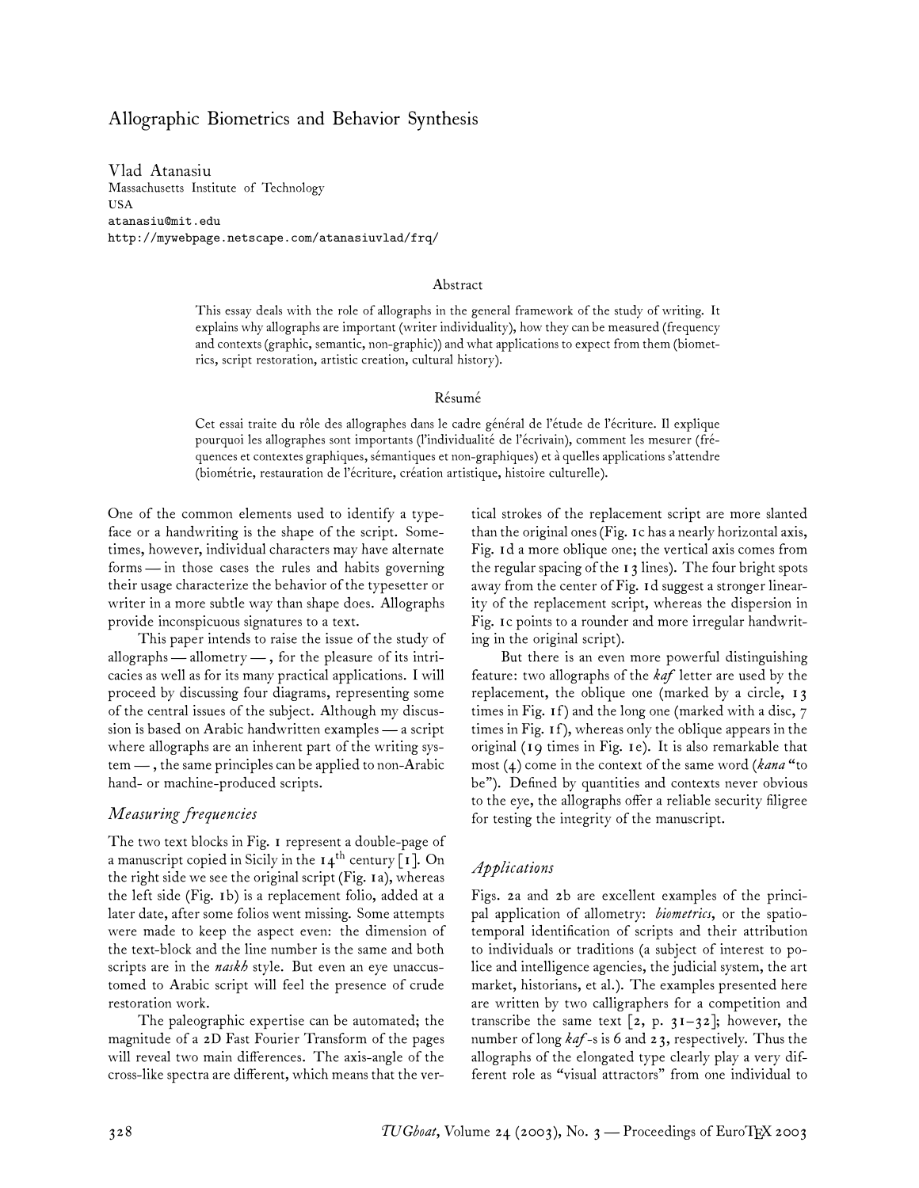# Allographic Biometrics and Behavior Synthesis

Vlad Atanasiu
Massachusetts Institute of Technology
USA
atanasiu@mit.edu
http://mywebpage.netscape.com/atanasiuvlad/frq/

## Abstract

This essay deals with the role of allographs in the general framework of the study of writing. It explains why allographs are important (writer individuality), how they can be measured (frequency and contexts (graphic, semantic, non-graphic)) and what applications to expect from them (biometrics, script restoration, artistic creation, cultural history).

## Résumé

Cet essai traite du rôle des allographes dans le cadre général de l'étude de l'écriture. Il explique pourquoi les allographes sont importants (l'individualité de l'écrivain), comment les mesurer (fréquences et contextes graphiques, sémantiques et non-graphiques) et à quelles applications s'attendre (biométrie, restauration de l'écriture, création artistique, histoire culturelle).

One of the common elements used to identify a typeface or a handwriting is the shape of the script. Sometimes, however, individual characters may have alternate forms — in those cases the rules and habits governing their usage characterize the behavior of the typesetter or writer in a more subtle way than shape does. Allographs provide inconspicuous signatures to a text.

This paper intends to raise the issue of the study of allographs — allometry — , for the pleasure of its intricacies as well as for its many practical applications. I will proceed by discussing four diagrams, representing some of the central issues of the subject. Although my discussion is based on Arabic handwritten examples — a script where allographs are an inherent part of the writing system — , the same principles can be applied to non-Arabic hand- or machine-produced scripts.

## *Measuring frequencies*

The two text blocks in Fig. 1 represent a double-page of a manuscript copied in Sicily in the 14$^{th}$ century [1]. On the right side we see the original script (Fig. 1a), whereas the left side (Fig. 1b) is a replacement folio, added at a later date, after some folios went missing. Some attempts were made to keep the aspect even: the dimension of the text-block and the line number is the same and both scripts are in the *naskh* style. But even an eye unaccustomed to Arabic script will feel the presence of crude restoration work.

The paleographic expertise can be automated; the magnitude of a 2D Fast Fourier Transform of the pages will reveal two main differences. The axis-angle of the cross-like spectra are different, which means that the vertical strokes of the replacement script are more slanted than the original ones (Fig. 1c has a nearly horizontal axis, Fig. 1d a more oblique one; the vertical axis comes from the regular spacing of the 13 lines). The four bright spots away from the center of Fig. 1d suggest a stronger linearity of the replacement script, whereas the dispersion in Fig. 1c points to a rounder and more irregular handwriting in the original script).

But there is an even more powerful distinguishing feature: two allographs of the *kaf* letter are used by the replacement, the oblique one (marked by a circle, 13 times in Fig. 1f) and the long one (marked with a disc, 7 times in Fig. 1f), whereas only the oblique appears in the original (19 times in Fig. 1e). It is also remarkable that most (4) come in the context of the same word (*kana* "to be"). Defined by quantities and contexts never obvious to the eye, the allographs offer a reliable security filigree for testing the integrity of the manuscript.

## *Applications*

Figs. 2a and 2b are excellent examples of the principal application of allometry: *biometrics*, or the spatio-temporal identification of scripts and their attribution to individuals or traditions (a subject of interest to police and intelligence agencies, the judicial system, the art market, historians, et al.). The examples presented here are written by two calligraphers for a competition and transcribe the same text [2, p. 31–32]; however, the number of long *kaf*-s is 6 and 23, respectively. Thus the allographs of the elongated type clearly play a very different role as "visual attractors" from one individual to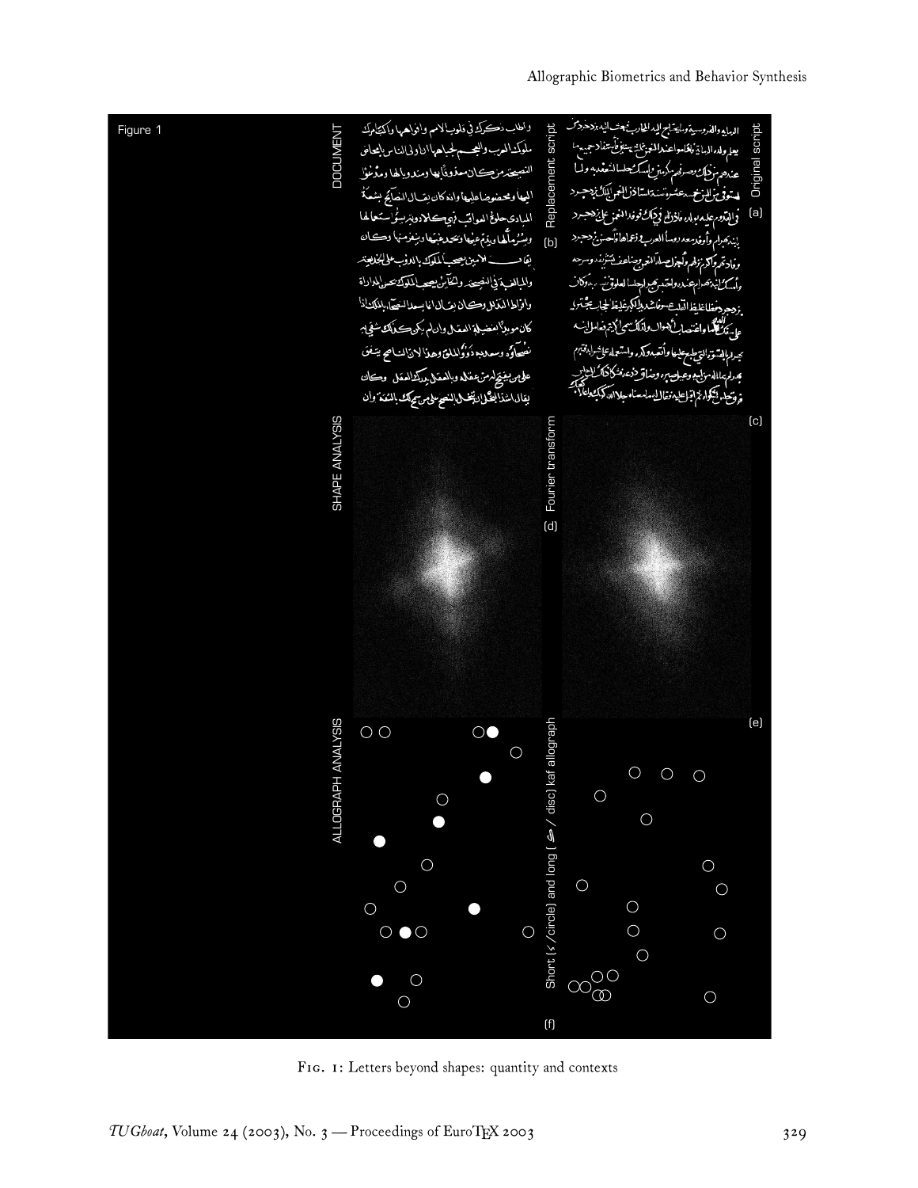Figure 1

DOCUMENT

SHAPE ANALYSIS

ALLOGRAPH ANALYSIS

Replacement script (b)

Original script (a)

Fourier transform (d)

(c)

(e)

Short ( / circle) and long ( / disc) kaf allograph

(f)

Fig. 1: Letters beyond shapes: quantity and contexts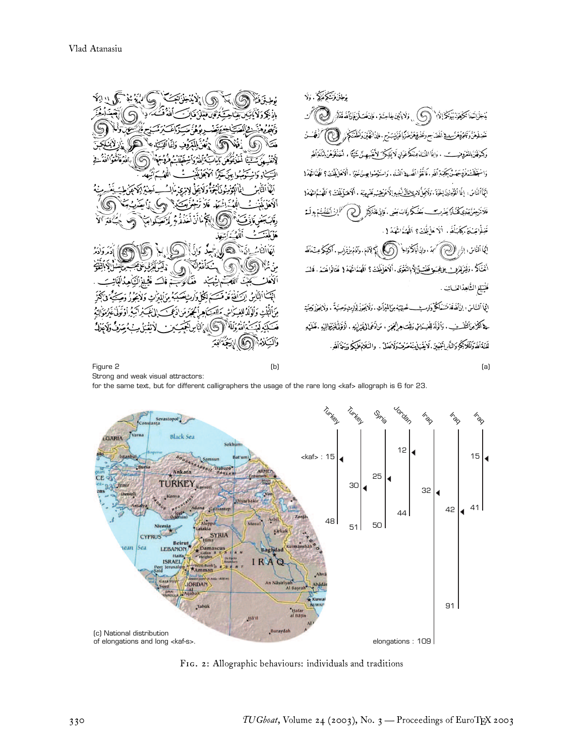Figure 2 (b) (a)

Strong and weak visual attractors:
for the same text, but for different calligraphers the usage of the rare long <kaf> allograph is 6 for 23.

(c) National distribution of elongations and long <kaf-s>.

Fig. 2: Allographic behaviours: individuals and traditions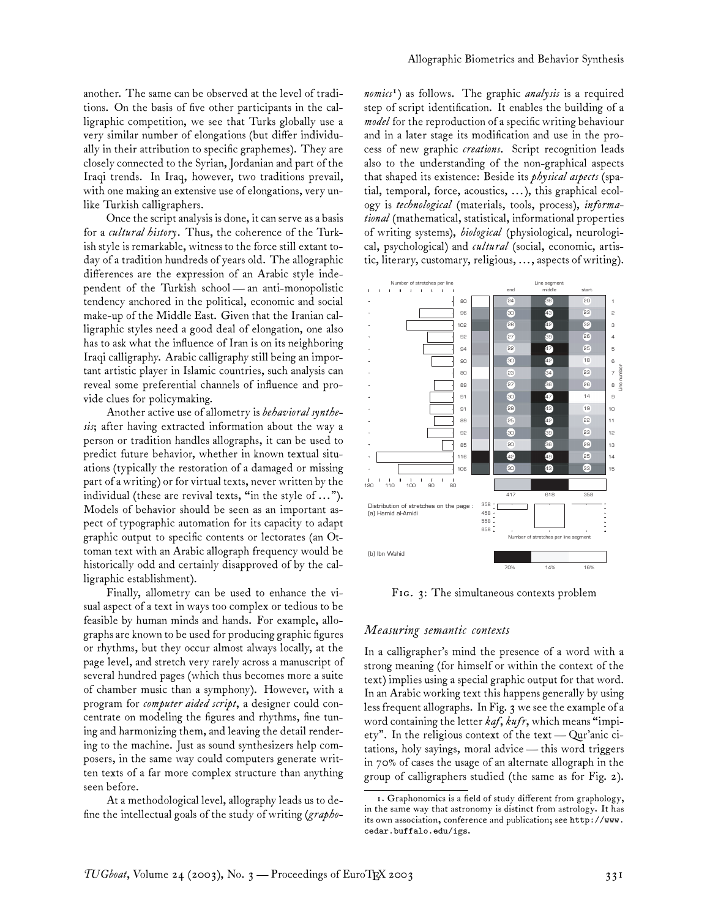another. The same can be observed at the level of traditions. On the basis of five other participants in the calligraphic competition, we see that Turks globally use a very similar number of elongations (but differ individually in their attribution to specific graphemes). They are closely connected to the Syrian, Jordanian and part of the Iraqi trends. In Iraq, however, two traditions prevail, with one making an extensive use of elongations, very unlike Turkish calligraphers.

Once the script analysis is done, it can serve as a basis for a *cultural history*. Thus, the coherence of the Turkish style is remarkable, witness to the force still extant today of a tradition hundreds of years old. The allographic differences are the expression of an Arabic style independent of the Turkish school — an anti-monopolistic tendency anchored in the political, economic and social make-up of the Middle East. Given that the Iranian calligraphic styles need a good deal of elongation, one also has to ask what the influence of Iran is on its neighboring Iraqi calligraphy. Arabic calligraphy still being an important artistic player in Islamic countries, such analysis can reveal some preferential channels of influence and provide clues for policymaking.

Another active use of allometry is *behavioral synthesis*; after having extracted information about the way a person or tradition handles allographs, it can be used to predict future behavior, whether in known textual situations (typically the restoration of a damaged or missing part of a writing) or for virtual texts, never written by the individual (these are revival texts, "in the style of …"). Models of behavior should be seen as an important aspect of typographic automation for its capacity to adapt graphic output to specific contents or lectorates (an Ottoman text with an Arabic allograph frequency would be historically odd and certainly disapproved of by the calligraphic establishment).

Finally, allometry can be used to enhance the visual aspect of a text in ways too complex or tedious to be feasible by human minds and hands. For example, allographs are known to be used for producing graphic figures or rhythms, but they occur almost always locally, at the page level, and stretch very rarely across a manuscript of several hundred pages (which thus becomes more a suite of chamber music than a symphony). However, with a program for *computer aided script*, a designer could concentrate on modeling the figures and rhythms, fine tuning and harmonizing them, and leaving the detail rendering to the machine. Just as sound synthesizers help composers, in the same way could computers generate written texts of a far more complex structure than anything seen before.

At a methodological level, allography leads us to define the intellectual goals of the study of writing (*graphonomics*[1]) as follows. The graphic *analysis* is a required step of script identification. It enables the building of a *model* for the reproduction of a specific writing behaviour and in a later stage its modification and use in the process of new graphic *creations*. Script recognition leads also to the understanding of the non-graphical aspects that shaped its existence: Beside its *physical aspects* (spatial, temporal, force, acoustics, …), this graphical ecology is *technological* (materials, tools, process), *informational* (mathematical, statistical, informational properties of writing systems), *biological* (physiological, neurological, psychological) and *cultural* (social, economic, artistic, literary, customary, religious, …, aspects of writing).

| Line number | Number of stretches per line | end | middle | start |
|---|---|---|---|---|
| 1 | 80 | 24 | 36 | 20 |
| 2 | 96 | 30 | 43 | 23 |
| 3 | 102 | 28 | 42 | 32 |
| 4 | 92 | 27 | 39 | 26 |
| 5 | 94 | 22 | 47 | 25 |
| 6 | 90 | 30 | 42 | 18 |
| 7 | 80 | 23 | 34 | 23 |
| 8 | 89 | 27 | 36 | 26 |
| 9 | 91 | 30 | 47 | 14 |
| 10 | 91 | 29 | 43 | 19 |
| 11 | 89 | 25 | 42 | 22 |
| 12 | 92 | 30 | 39 | 23 |
| 13 | 85 | 20 | 36 | 29 |
| 14 | 116 | 42 | 49 | 25 |
| 15 | 106 | 30 | 43 | 33 |
| Total | | 417 | 618 | 358 |

Distribution of stretches on the page: (a) Hamid al-Amidi

(b) Ibn Wahid: 70% (end), 14% (middle), 16% (start)

Fig. 3: The simultaneous contexts problem

## Measuring semantic contexts

In a calligrapher's mind the presence of a word with a strong meaning (for himself or within the context of the text) implies using a special graphic output for that word. In an Arabic working text this happens generally by using less frequent allographs. In Fig. 3 we see the example of a word containing the letter *kaf*, *kufr*, which means "impiety". In the religious context of the text — Qur'anic citations, holy sayings, moral advice — this word triggers in 70% of cases the usage of an alternate allograph in the group of calligraphers studied (the same as for Fig. 2).

[1] Graphonomics is a field of study different from graphology, in the same way that astronomy is distinct from astrology. It has its own association, conference and publication; see `http://www.cedar.buffalo.edu/igs`.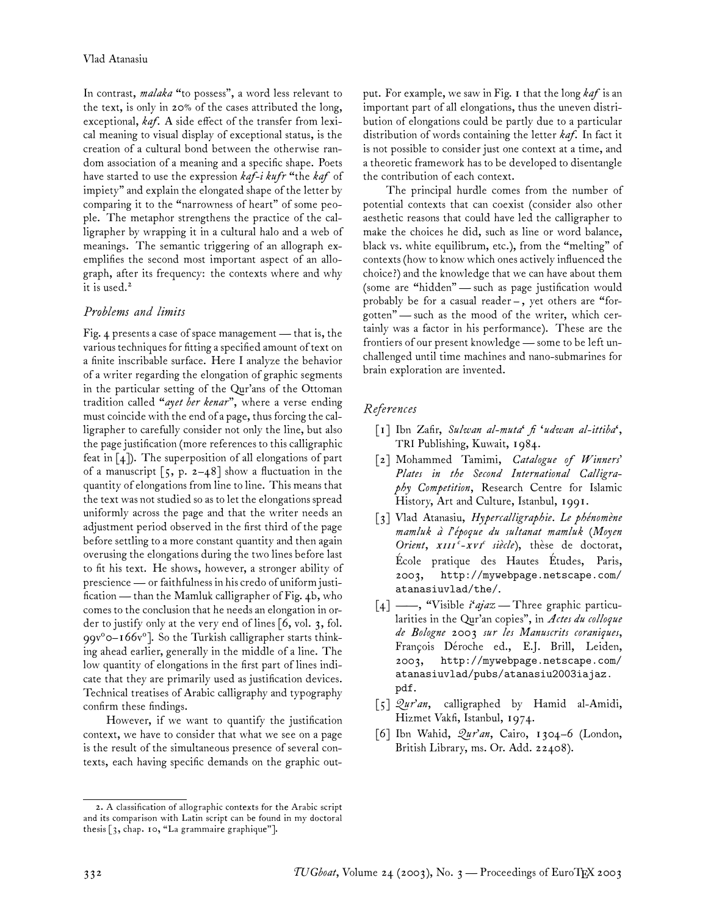In contrast, *malaka* "to possess", a word less relevant to the text, is only in 20% of the cases attributed the long, exceptional, *kaf*. A side effect of the transfer from lexical meaning to visual display of exceptional status, is the creation of a cultural bond between the otherwise random association of a meaning and a specific shape. Poets have started to use the expression *kaf-i kufr* "the *kaf* of impiety" and explain the elongated shape of the letter by comparing it to the "narrowness of heart" of some people. The metaphor strengthens the practice of the calligrapher by wrapping it in a cultural halo and a web of meanings. The semantic triggering of an allograph exemplifies the second most important aspect of an allograph, after its frequency: the contexts where and why it is used.[2]

## *Problems and limits*

Fig. 4 presents a case of space management — that is, the various techniques for fitting a specified amount of text on a finite inscribable surface. Here I analyze the behavior of a writer regarding the elongation of graphic segments in the particular setting of the Qur'ans of the Ottoman tradition called "*ayet ber kenar*", where a verse ending must coincide with the end of a page, thus forcing the calligrapher to carefully consider not only the line, but also the page justification (more references to this calligraphic feat in [4]). The superposition of all elongations of part of a manuscript [5, p. 2–48] show a fluctuation in the quantity of elongations from line to line. This means that the text was not studied so as to let the elongations spread uniformly across the page and that the writer needs an adjustment period observed in the first third of the page before settling to a more constant quantity and then again overusing the elongations during the two lines before last to fit his text. He shows, however, a stronger ability of prescience — or faithfulness in his credo of uniform justification — than the Mamluk calligrapher of Fig. 4b, who comes to the conclusion that he needs an elongation in order to justify only at the very end of lines [6, vol. 3, fol. 99v°0–166v°]. So the Turkish calligrapher starts thinking ahead earlier, generally in the middle of a line. The low quantity of elongations in the first part of lines indicate that they are primarily used as justification devices. Technical treatises of Arabic calligraphy and typography confirm these findings.

However, if we want to quantify the justification context, we have to consider that what we see on a page is the result of the simultaneous presence of several contexts, each having specific demands on the graphic output. For example, we saw in Fig. 1 that the long *kaf* is an important part of all elongations, thus the uneven distribution of elongations could be partly due to a particular distribution of words containing the letter *kaf*. In fact it is not possible to consider just one context at a time, and a theoretic framework has to be developed to disentangle the contribution of each context.

The principal hurdle comes from the number of potential contexts that can coexist (consider also other aesthetic reasons that could have led the calligrapher to make the choices he did, such as line or word balance, black vs. white equilibrum, etc.), from the "melting" of contexts (how to know which ones actively influenced the choice?) and the knowledge that we can have about them (some are "hidden" — such as page justification would probably be for a casual reader –, yet others are "forgotten" — such as the mood of the writer, which certainly was a factor in his performance). These are the frontiers of our present knowledge — some to be left unchallenged until time machines and nano-submarines for brain exploration are invented.

## *References*

[1] Ibn Zafir, *Sulwan al-muta' fi 'udwan al-ittiba'*, TRI Publishing, Kuwait, 1984.

[2] Mohammed Tamimi, *Catalogue of Winners' Plates in the Second International Calligraphy Competition*, Research Centre for Islamic History, Art and Culture, Istanbul, 1991.

[3] Vlad Atanasiu, *Hypercalligraphie. Le phénomène mamluk à l'époque du sultanat mamluk (Moyen Orient, XIII$^e$-XVI$^e$ siècle)*, thèse de doctorat, École pratique des Hautes Études, Paris, 2003, http://mywebpage.netscape.com/atanasiuvlad/the/.

[4] ——, "Visible *i'ajaz* — Three graphic particularities in the Qur'an copies", in *Actes du colloque de Bologne 2003 sur les Manuscrits coraniques*, François Déroche ed., E.J. Brill, Leiden, 2003, http://mywebpage.netscape.com/atanasiuvlad/pubs/atanasiu2003iajaz.pdf.

[5] *Qur'an*, calligraphed by Hamid al-Amidi, Hizmet Vakfi, Istanbul, 1974.

[6] Ibn Wahid, *Qur'an*, Cairo, 1304–6 (London, British Library, ms. Or. Add. 22408).

---

2. A classification of allographic contexts for the Arabic script and its comparison with Latin script can be found in my doctoral thesis [3, chap. 10, "La grammaire graphique"].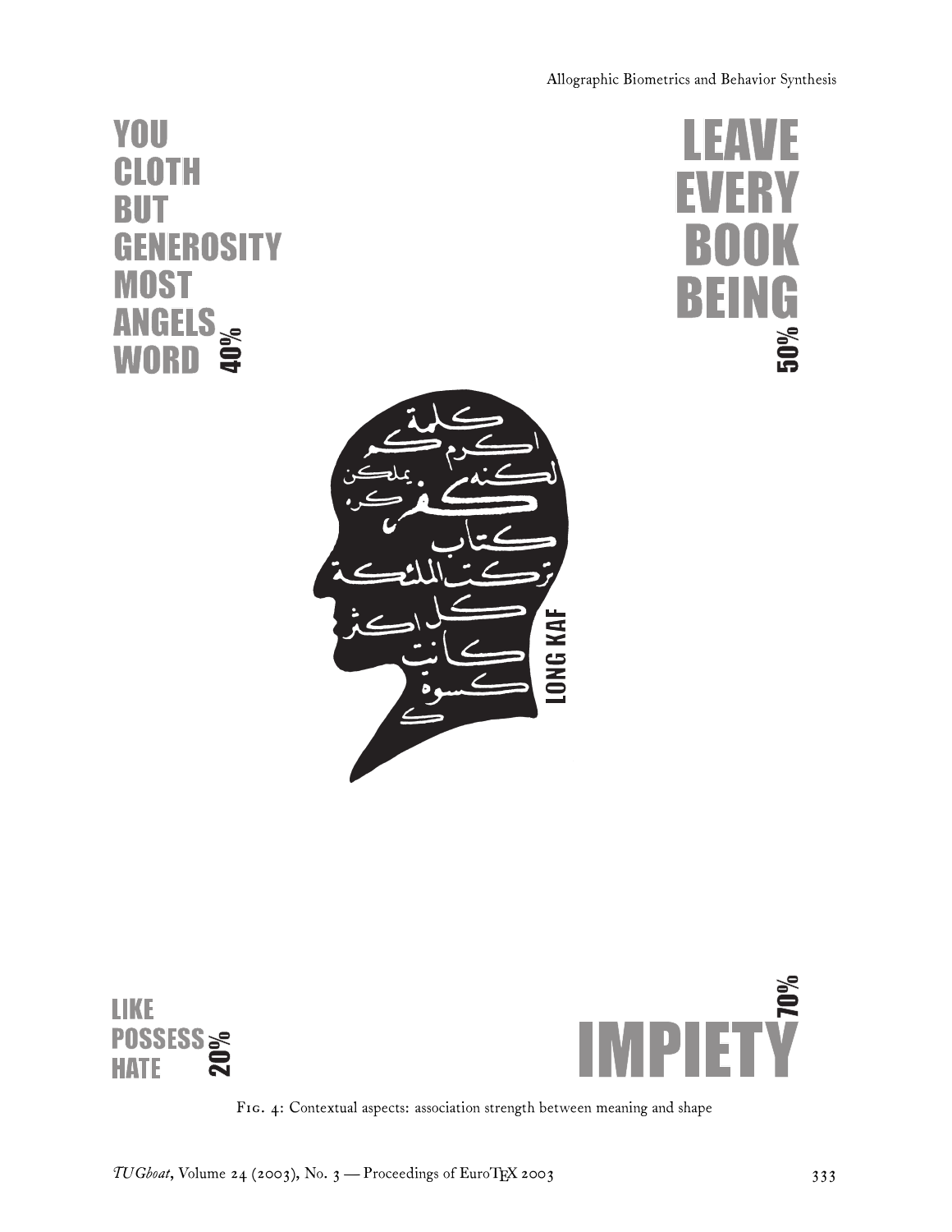YOU
CLOTH
BUT
GENEROSITY
MOST
ANGELS
WORD
40%

LEAVE
EVERY
BOOK
BEING
50%

كلمة
اكرم كم
لكنه يملكن
كف كره
كتاب
تركت الملئكة
كل اكثر
كانت
كسوة
ك

LONG KAF

LIKE
POSSESS
HATE
20%

IMPIETY
70%

Fig. 4: Contextual aspects: association strength between meaning and shape